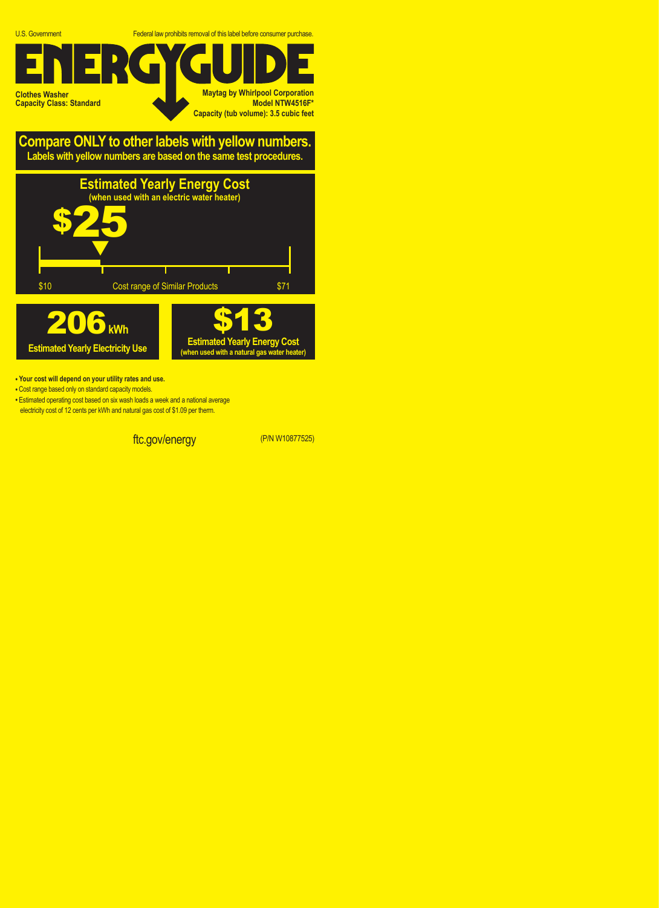U.S. Government

Federal law prohibits removal of this label before consumer purchase.

# ENERGYGUIDE

**Clothes Washer**
**Capacity Class: Standard**

**Maytag by Whirlpool Corporation**
**Model NTW4516F***
**Capacity (tub volume): 3.5 cubic feet**

## Compare ONLY to other labels with yellow numbers.

**Labels with yellow numbers are based on the same test procedures.**

## Estimated Yearly Energy Cost

**(when used with an electric water heater)**

# $25

$10 — Cost range of Similar Products — $71

## 206 kWh

**Estimated Yearly Electricity Use**

## $13

**Estimated Yearly Energy Cost**
**(when used with a natural gas water heater)**

- **Your cost will depend on your utility rates and use.**
- Cost range based only on standard capacity models.
- Estimated operating cost based on six wash loads a week and a national average electricity cost of 12 cents per kWh and natural gas cost of $1.09 per therm.

ftc.gov/energy

(P/N W10877525)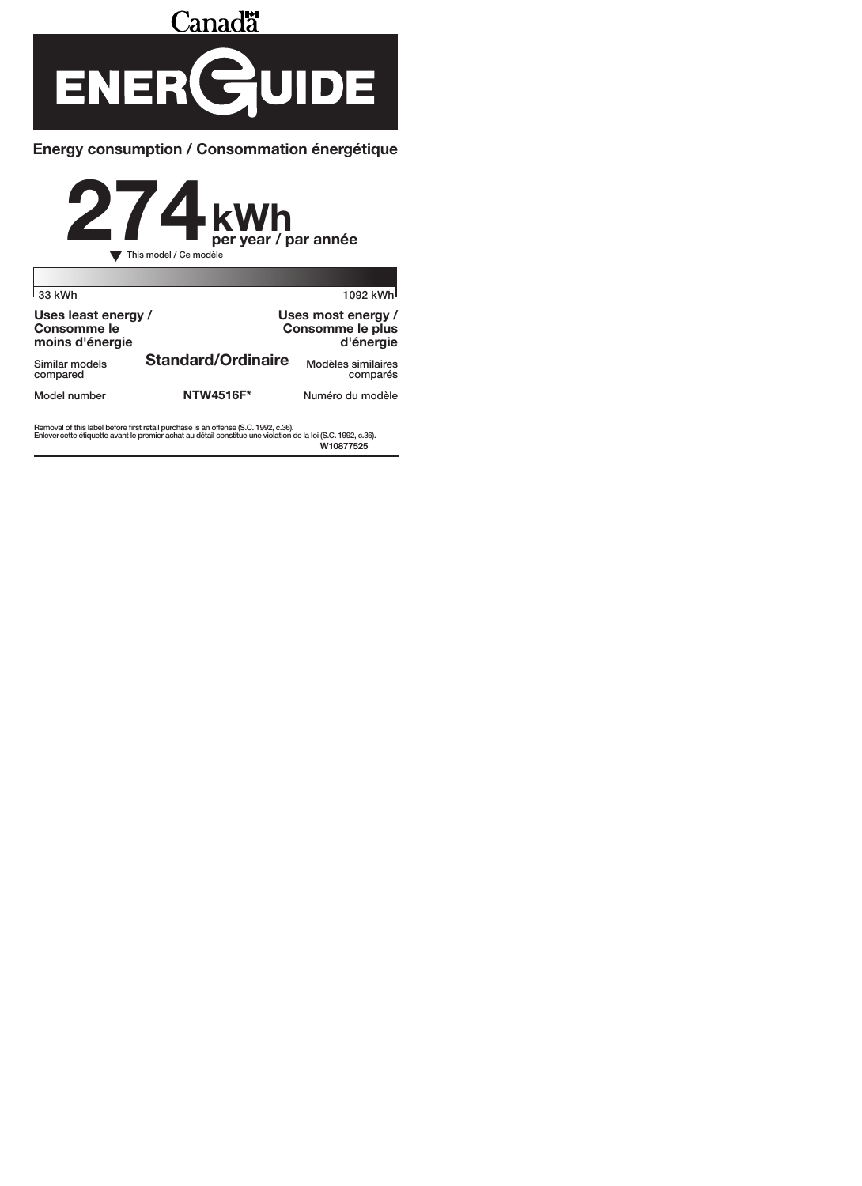Canada

# ENERGUIDE

**Energy consumption / Consommation énergétique**

**274 kWh** **per year / par année**

▼ This model / Ce modèle

33 kWh

1092 kWh

**Uses least energy / Consomme le moins d'énergie**

**Uses most energy / Consomme le plus d'énergie**

Similar models compared **Standard/Ordinaire** Modèles similaires comparés

Model number **NTW4516F*** Numéro du modèle

Removal of this label before first retail purchase is an offense (S.C. 1992, c.36).
Enlever cette étiquette avant le premier achat au détail constitue une violation de la loi (S.C. 1992, c.36).

**W10877525**